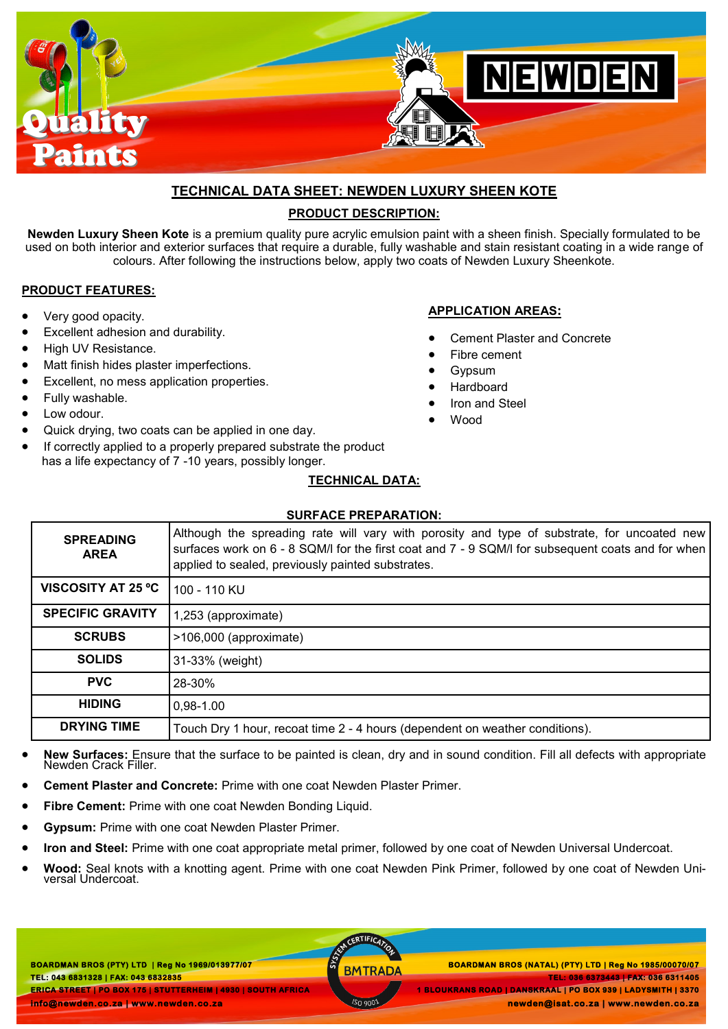## TECHNICAL DATA SHEET: NEWDEN LUXURY SHEEN KOTE

### PRODUCT DESCRIPTION:

**Newden Luxury Sheen Kote** is a premium quality pure acrylic emulsion paint with a sheen finish. Specially formulated to be used on both interior and exterior surfaces that require a durable, fully washable and stain resistant coating in a wide range of colours. After following the instructions below, apply two coats of Newden Luxury Sheenkote.

### PRODUCT FEATURES:

- Very good opacity.
- Excellent adhesion and durability.
- High UV Resistance.
- Matt finish hides plaster imperfections.
- Excellent, no mess application properties.
- Fully washable.
- Low odour.
- Quick drying, two coats can be applied in one day.
- If correctly applied to a properly prepared substrate the product has a life expectancy of 7 -10 years, possibly longer.

### APPLICATION AREAS:

- Cement Plaster and Concrete
- Fibre cement
- Gypsum
- Hardboard
- Iron and Steel
- Wood

### TECHNICAL DATA:

| | |
|---|---|
| **SPREADING AREA** | Although the spreading rate will vary with porosity and type of substrate, for uncoated new surfaces work on 6 - 8 SQM/l for the first coat and 7 - 9 SQM/l for subsequent coats and for when applied to sealed, previously painted substrates. |
| **VISCOSITY AT 25 ºC** | 100 - 110 KU |
| **SPECIFIC GRAVITY** | 1,253 (approximate) |
| **SCRUBS** | >106,000 (approximate) |
| **SOLIDS** | 31-33% (weight) |
| **PVC** | 28-30% |
| **HIDING** | 0,98-1.00 |
| **DRYING TIME** | Touch Dry 1 hour, recoat time 2 - 4 hours (dependent on weather conditions). |

### SURFACE PREPARATION:

- **New Surfaces:** Ensure that the surface to be painted is clean, dry and in sound condition. Fill all defects with appropriate Newden Crack Filler.
- **Cement Plaster and Concrete:** Prime with one coat Newden Plaster Primer.
- **Fibre Cement:** Prime with one coat Newden Bonding Liquid.
- **Gypsum:** Prime with one coat Newden Plaster Primer.
- **Iron and Steel:** Prime with one coat appropriate metal primer, followed by one coat of Newden Universal Undercoat.
- **Wood:** Seal knots with a knotting agent. Prime with one coat Newden Pink Primer, followed by one coat of Newden Universal Undercoat.

BOARDMAN BROS (PTY) LTD | Reg No 1969/013977/07
TEL: 043 6831328 | FAX: 043 6832835
ERICA STREET | PO BOX 175 | STUTTERHEIM | 4930 | SOUTH AFRICA
info@newden.co.za | www.newden.co.za

BOARDMAN BROS (NATAL) (PTY) LTD | Reg No 1985/00070/07
TEL: 036 6373443 | FAX: 036 6311405
1 BLOUKRANS ROAD | DANSKRAAL | PO BOX 939 | LADYSMITH | 3370
newden@isat.co.za | www.newden.co.za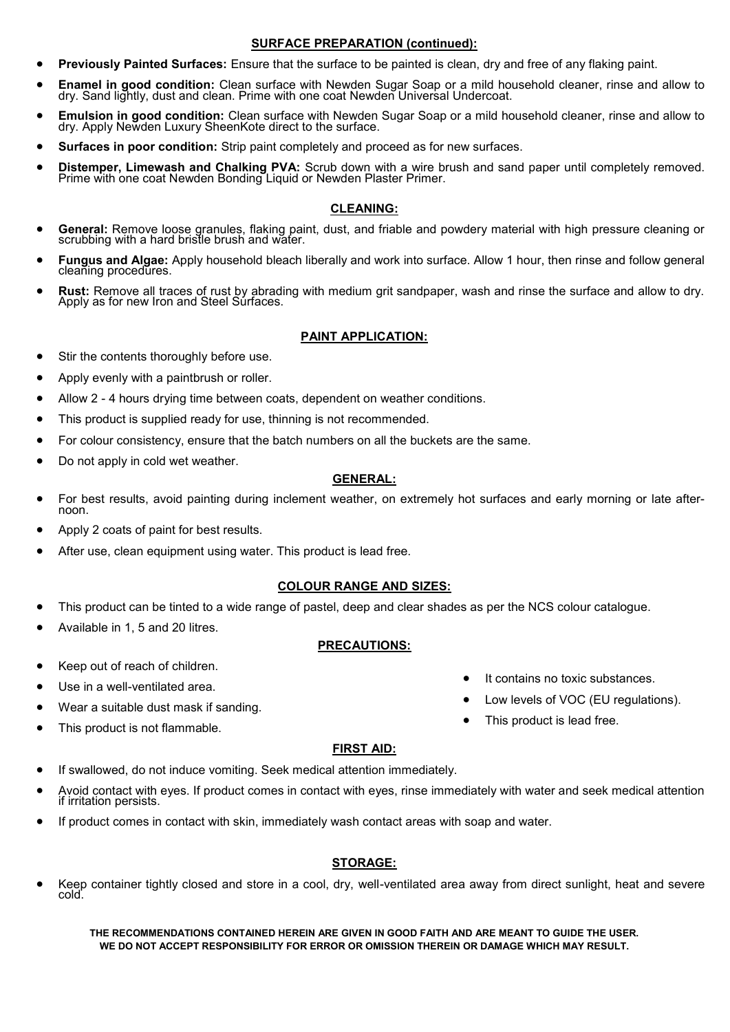## SURFACE PREPARATION (continued):

- **Previously Painted Surfaces:** Ensure that the surface to be painted is clean, dry and free of any flaking paint.
- **Enamel in good condition:** Clean surface with Newden Sugar Soap or a mild household cleaner, rinse and allow to dry. Sand lightly, dust and clean. Prime with one coat Newden Universal Undercoat.
- **Emulsion in good condition:** Clean surface with Newden Sugar Soap or a mild household cleaner, rinse and allow to dry. Apply Newden Luxury SheenKote direct to the surface.
- **Surfaces in poor condition:** Strip paint completely and proceed as for new surfaces.
- **Distemper, Limewash and Chalking PVA:** Scrub down with a wire brush and sand paper until completely removed. Prime with one coat Newden Bonding Liquid or Newden Plaster Primer.

## CLEANING:

- **General:** Remove loose granules, flaking paint, dust, and friable and powdery material with high pressure cleaning or scrubbing with a hard bristle brush and water.
- **Fungus and Algae:** Apply household bleach liberally and work into surface. Allow 1 hour, then rinse and follow general cleaning procedures.
- **Rust:** Remove all traces of rust by abrading with medium grit sandpaper, wash and rinse the surface and allow to dry. Apply as for new Iron and Steel Surfaces.

## PAINT APPLICATION:

- Stir the contents thoroughly before use.
- Apply evenly with a paintbrush or roller.
- Allow 2 - 4 hours drying time between coats, dependent on weather conditions.
- This product is supplied ready for use, thinning is not recommended.
- For colour consistency, ensure that the batch numbers on all the buckets are the same.
- Do not apply in cold wet weather.

## GENERAL:

- For best results, avoid painting during inclement weather, on extremely hot surfaces and early morning or late afternoon.
- Apply 2 coats of paint for best results.
- After use, clean equipment using water. This product is lead free.

## COLOUR RANGE AND SIZES:

- This product can be tinted to a wide range of pastel, deep and clear shades as per the NCS colour catalogue.
- Available in 1, 5 and 20 litres.

## PRECAUTIONS:

- Keep out of reach of children.
- Use in a well-ventilated area.
- Wear a suitable dust mask if sanding.
- This product is not flammable.
- It contains no toxic substances.
- Low levels of VOC (EU regulations).
- This product is lead free.

## FIRST AID:

- If swallowed, do not induce vomiting. Seek medical attention immediately.
- Avoid contact with eyes. If product comes in contact with eyes, rinse immediately with water and seek medical attention if irritation persists.
- If product comes in contact with skin, immediately wash contact areas with soap and water.

## STORAGE:

- Keep container tightly closed and store in a cool, dry, well-ventilated area away from direct sunlight, heat and severe cold.

**THE RECOMMENDATIONS CONTAINED HEREIN ARE GIVEN IN GOOD FAITH AND ARE MEANT TO GUIDE THE USER. WE DO NOT ACCEPT RESPONSIBILITY FOR ERROR OR OMISSION THEREIN OR DAMAGE WHICH MAY RESULT.**